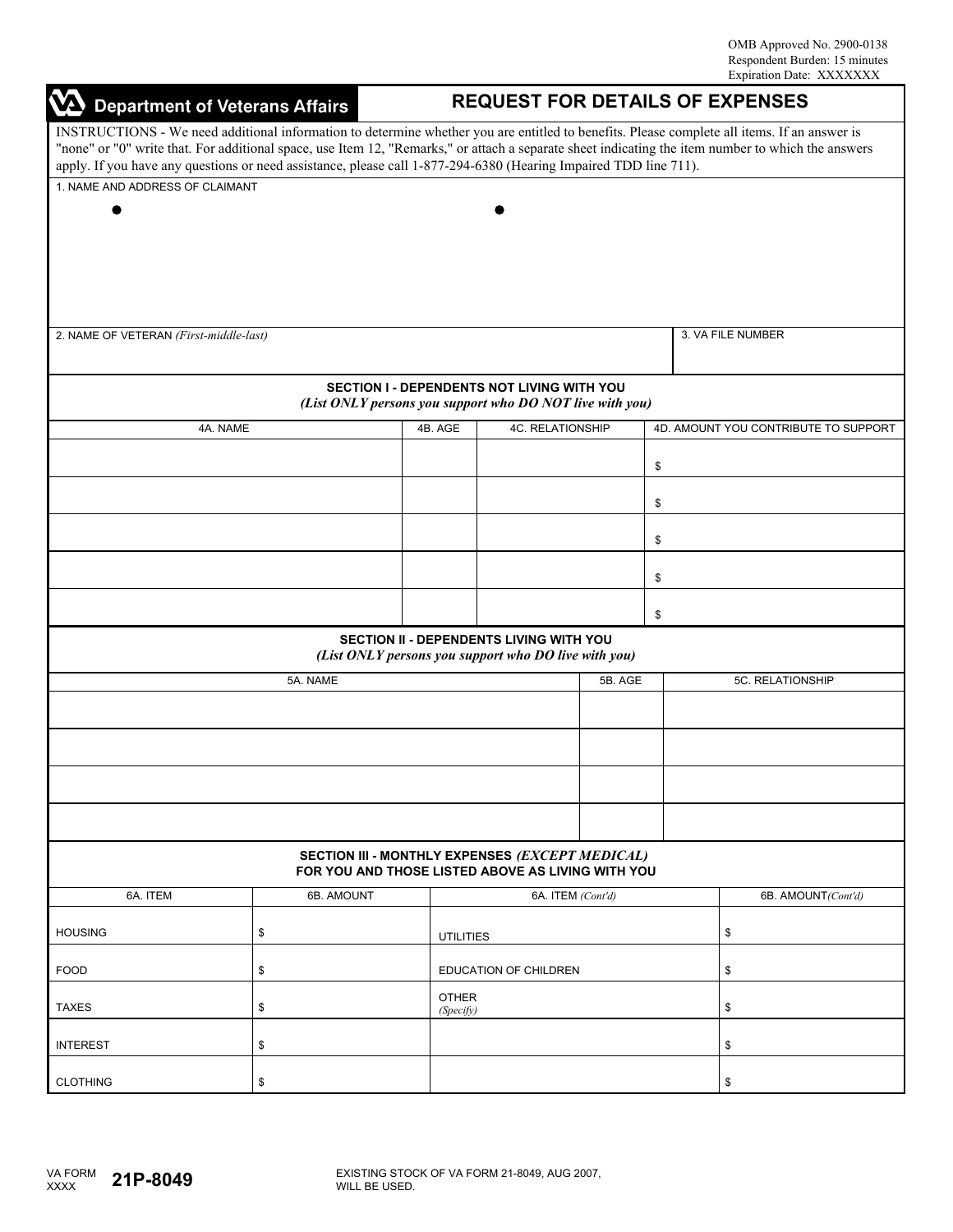OMB Approved No. 2900-0138
Respondent Burden: 15 minutes
Expiration Date: XXXXXXX

**Department of Veterans Affairs**

# REQUEST FOR DETAILS OF EXPENSES

INSTRUCTIONS - We need additional information to determine whether you are entitled to benefits. Please complete all items. If an answer is "none" or "0" write that. For additional space, use Item 12, "Remarks," or attach a separate sheet indicating the item number to which the answers apply. If you have any questions or need assistance, please call 1-877-294-6380 (Hearing Impaired TDD line 711).

1. NAME AND ADDRESS OF CLAIMANT

| 2. NAME OF VETERAN *(First-middle-last)* | 3. VA FILE NUMBER |
|---|---|
| | |

## SECTION I - DEPENDENTS NOT LIVING WITH YOU

*(List ONLY persons you support who DO NOT live with you)*

| 4A. NAME | 4B. AGE | 4C. RELATIONSHIP | 4D. AMOUNT YOU CONTRIBUTE TO SUPPORT |
|---|---|---|---|
| | | | $ |
| | | | $ |
| | | | $ |
| | | | $ |
| | | | $ |

## SECTION II - DEPENDENTS LIVING WITH YOU

*(List ONLY persons you support who DO live with you)*

| 5A. NAME | 5B. AGE | 5C. RELATIONSHIP |
|---|---|---|
| | | |
| | | |
| | | |
| | | |

## SECTION III - MONTHLY EXPENSES *(EXCEPT MEDICAL)* FOR YOU AND THOSE LISTED ABOVE AS LIVING WITH YOU

| 6A. ITEM | 6B. AMOUNT | 6A. ITEM *(Cont'd)* | 6B. AMOUNT *(Cont'd)* |
|---|---|---|---|
| HOUSING | $ | UTILITIES | $ |
| FOOD | $ | EDUCATION OF CHILDREN | $ |
| TAXES | $ | OTHER *(Specify)* | $ |
| INTEREST | $ | | $ |
| CLOTHING | $ | | $ |

VA FORM XXXX **21P-8049**

EXISTING STOCK OF VA FORM 21-8049, AUG 2007, WILL BE USED.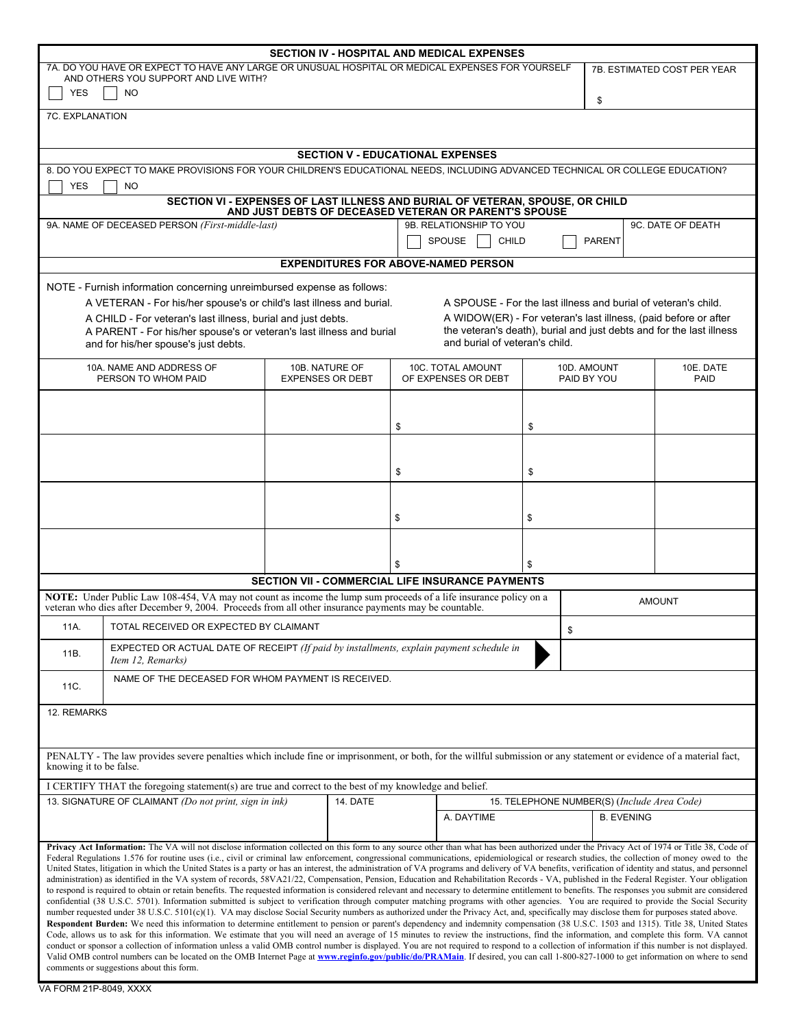## SECTION IV - HOSPITAL AND MEDICAL EXPENSES

7A. DO YOU HAVE OR EXPECT TO HAVE ANY LARGE OR UNUSUAL HOSPITAL OR MEDICAL EXPENSES FOR YOURSELF AND OTHERS YOU SUPPORT AND LIVE WITH?

☐ YES ☐ NO

7B. ESTIMATED COST PER YEAR

$

7C. EXPLANATION

## SECTION V - EDUCATIONAL EXPENSES

8. DO YOU EXPECT TO MAKE PROVISIONS FOR YOUR CHILDREN'S EDUCATIONAL NEEDS, INCLUDING ADVANCED TECHNICAL OR COLLEGE EDUCATION?

☐ YES ☐ NO

## SECTION VI - EXPENSES OF LAST ILLNESS AND BURIAL OF VETERAN, SPOUSE, OR CHILD AND JUST DEBTS OF DECEASED VETERAN OR PARENT'S SPOUSE

| 9A. NAME OF DECEASED PERSON *(First-middle-last)* | 9B. RELATIONSHIP TO YOU | 9C. DATE OF DEATH |
|---|---|---|
| | ☐ SPOUSE ☐ CHILD ☐ PARENT | |

### EXPENDITURES FOR ABOVE-NAMED PERSON

NOTE - Furnish information concerning unreimbursed expense as follows:

A VETERAN - For his/her spouse's or child's last illness and burial.

A CHILD - For veteran's last illness, burial and just debts.

A PARENT - For his/her spouse's or veteran's last illness and burial and for his/her spouse's just debts.

A SPOUSE - For the last illness and burial of veteran's child.

A WIDOW(ER) - For veteran's last illness, (paid before or after the veteran's death), burial and just debts and for the last illness and burial of veteran's child.

| 10A. NAME AND ADDRESS OF PERSON TO WHOM PAID | 10B. NATURE OF EXPENSES OR DEBT | 10C. TOTAL AMOUNT OF EXPENSES OR DEBT | 10D. AMOUNT PAID BY YOU | 10E. DATE PAID |
|---|---|---|---|---|
| | | $ | $ | |
| | | $ | $ | |
| | | $ | $ | |
| | | $ | $ | |

## SECTION VII - COMMERCIAL LIFE INSURANCE PAYMENTS

| | **NOTE:** Under Public Law 108-454, VA may not count as income the lump sum proceeds of a life insurance policy on a veteran who dies after December 9, 2004. Proceeds from all other insurance payments may be countable. | AMOUNT |
|---|---|---|
| 11A. | TOTAL RECEIVED OR EXPECTED BY CLAIMANT | $ |
| 11B. | EXPECTED OR ACTUAL DATE OF RECEIPT *(If paid by installments, explain payment schedule in Item 12, Remarks)* | |
| 11C. | NAME OF THE DECEASED FOR WHOM PAYMENT IS RECEIVED. | |

12. REMARKS

PENALTY - The law provides severe penalties which include fine or imprisonment, or both, for the willful submission or any statement or evidence of a material fact, knowing it to be false.

I CERTIFY THAT the foregoing statement(s) are true and correct to the best of my knowledge and belief.

| 13. SIGNATURE OF CLAIMANT *(Do not print, sign in ink)* | 14. DATE | 15. TELEPHONE NUMBER(S) *(Include Area Code)* A. DAYTIME | B. EVENING |
|---|---|---|---|
| | | | |

**Privacy Act Information:** The VA will not disclose information collected on this form to any source other than what has been authorized under the Privacy Act of 1974 or Title 38, Code of Federal Regulations 1.576 for routine uses (i.e., civil or criminal law enforcement, congressional communications, epidemiological or research studies, the collection of money owed to the United States, litigation in which the United States is a party or has an interest, the administration of VA programs and delivery of VA benefits, verification of identity and status, and personnel administration) as identified in the VA system of records, 58VA21/22, Compensation, Pension, Education and Rehabilitation Records - VA, published in the Federal Register. Your obligation to respond is required to obtain or retain benefits. The requested information is considered relevant and necessary to determine entitlement to benefits. The responses you submit are considered confidential (38 U.S.C. 5701). Information submitted is subject to verification through computer matching programs with other agencies. You are required to provide the Social Security number requested under 38 U.S.C. 5101(c)(1). VA may disclose Social Security numbers as authorized under the Privacy Act, and, specifically may disclose them for purposes stated above.

**Respondent Burden:** We need this information to determine entitlement to pension or parent's dependency and indemnity compensation (38 U.S.C. 1503 and 1315). Title 38, United States Code, allows us to ask for this information. We estimate that you will need an average of 15 minutes to review the instructions, find the information, and complete this form. VA cannot conduct or sponsor a collection of information unless a valid OMB control number is displayed. You are not required to respond to a collection of information if this number is not displayed. Valid OMB control numbers can be located on the OMB Internet Page at **www.reginfo.gov/public/do/PRAMain**. If desired, you can call 1-800-827-1000 to get information on where to send comments or suggestions about this form.

VA FORM 21P-8049, XXXX